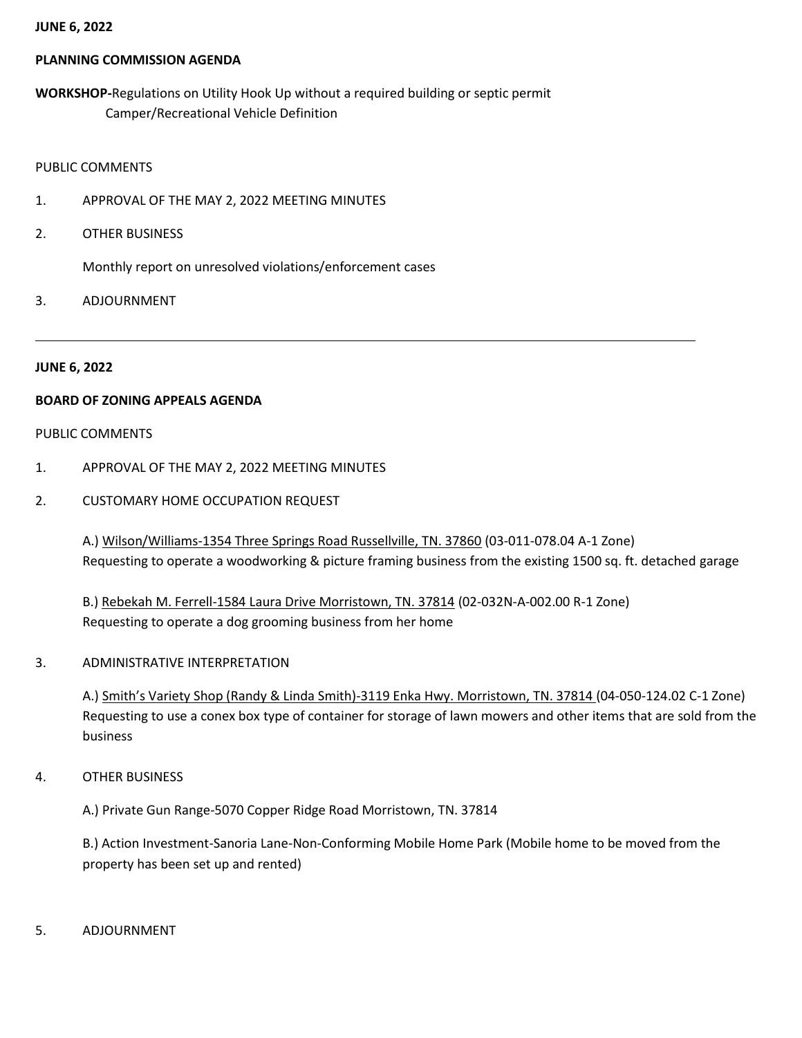**JUNE 6, 2022**

**PLANNING COMMISSION AGENDA**

**WORKSHOP-**Regulations on Utility Hook Up without a required building or septic permit
Camper/Recreational Vehicle Definition

PUBLIC COMMENTS

1. APPROVAL OF THE MAY 2, 2022 MEETING MINUTES
2. OTHER BUSINESS

   Monthly report on unresolved violations/enforcement cases

3. ADJOURNMENT

---

**JUNE 6, 2022**

**BOARD OF ZONING APPEALS AGENDA**

PUBLIC COMMENTS

1. APPROVAL OF THE MAY 2, 2022 MEETING MINUTES
2. CUSTOMARY HOME OCCUPATION REQUEST

   A.) Wilson/Williams-1354 Three Springs Road Russellville, TN. 37860 (03-011-078.04 A-1 Zone)
   Requesting to operate a woodworking & picture framing business from the existing 1500 sq. ft. detached garage

   B.) Rebekah M. Ferrell-1584 Laura Drive Morristown, TN. 37814 (02-032N-A-002.00 R-1 Zone)
   Requesting to operate a dog grooming business from her home

3. ADMINISTRATIVE INTERPRETATION

   A.) Smith's Variety Shop (Randy & Linda Smith)-3119 Enka Hwy. Morristown, TN. 37814 (04-050-124.02 C-1 Zone)
   Requesting to use a conex box type of container for storage of lawn mowers and other items that are sold from the business

4. OTHER BUSINESS

   A.) Private Gun Range-5070 Copper Ridge Road Morristown, TN. 37814

   B.) Action Investment-Sanoria Lane-Non-Conforming Mobile Home Park (Mobile home to be moved from the property has been set up and rented)

5. ADJOURNMENT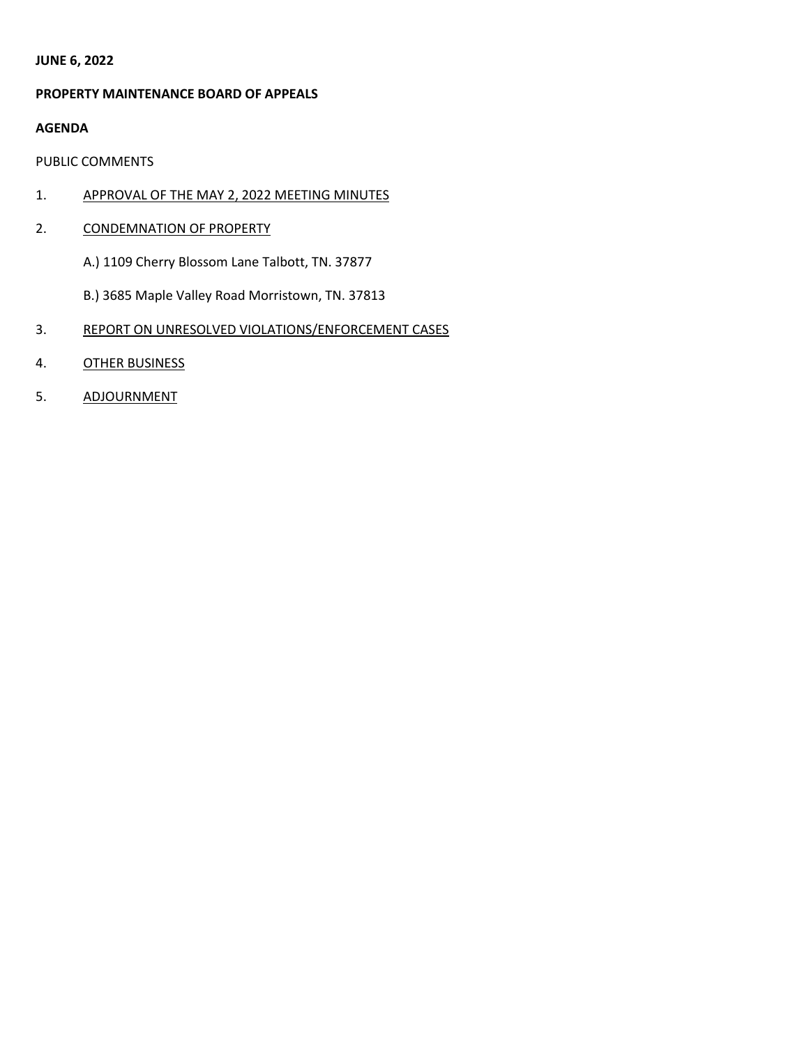**JUNE 6, 2022**

**PROPERTY MAINTENANCE BOARD OF APPEALS**

**AGENDA**

PUBLIC COMMENTS

1. APPROVAL OF THE MAY 2, 2022 MEETING MINUTES

2. CONDEMNATION OF PROPERTY

   A.) 1109 Cherry Blossom Lane Talbott, TN. 37877

   B.) 3685 Maple Valley Road Morristown, TN. 37813

3. REPORT ON UNRESOLVED VIOLATIONS/ENFORCEMENT CASES

4. OTHER BUSINESS

5. ADJOURNMENT